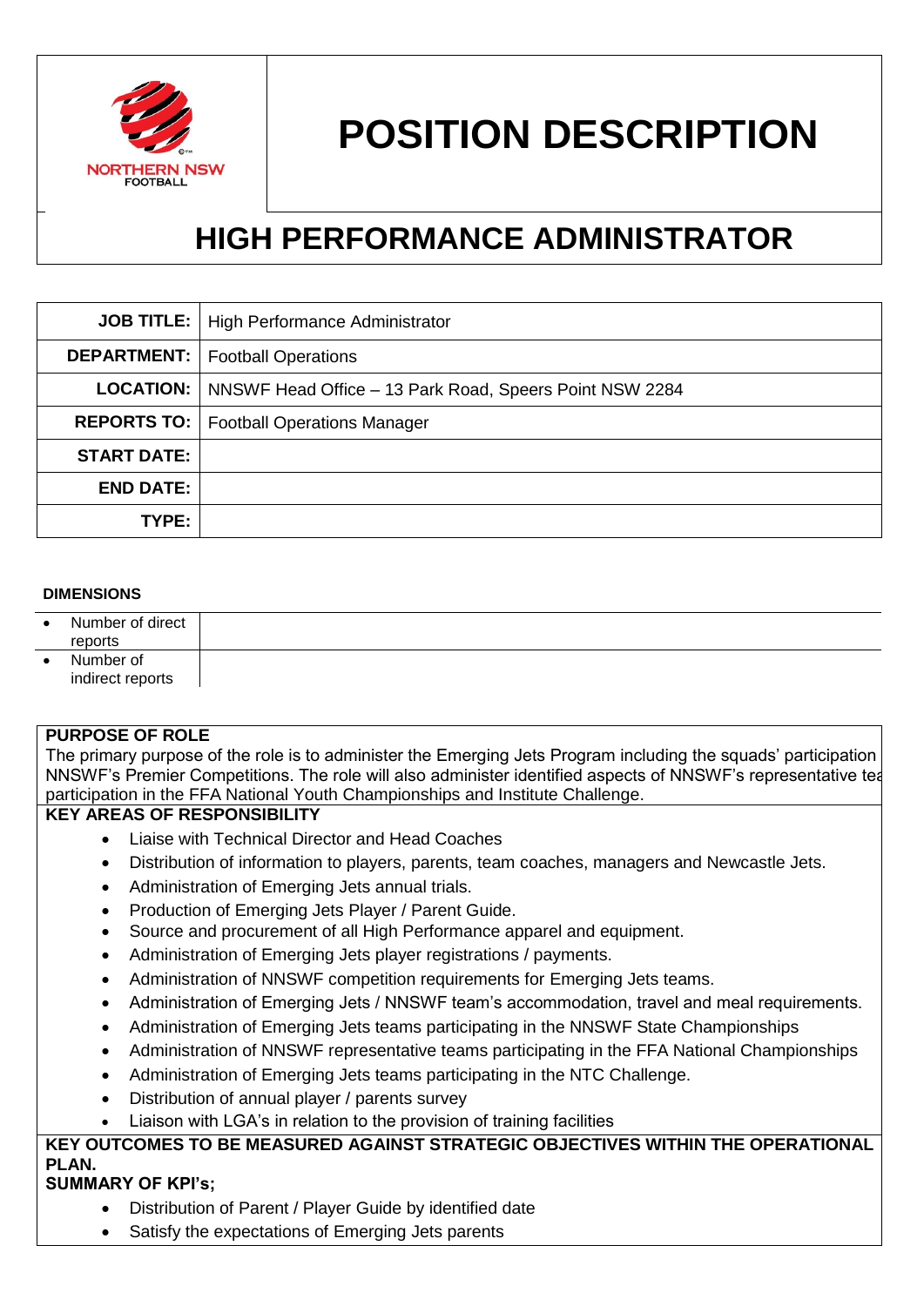# POSITION DESCRIPTION

## HIGH PERFORMANCE ADMINISTRATOR

| | |
|---|---|
| **JOB TITLE:** | High Performance Administrator |
| **DEPARTMENT:** | Football Operations |
| **LOCATION:** | NNSWF Head Office – 13 Park Road, Speers Point NSW 2284 |
| **REPORTS TO:** | Football Operations Manager |
| **START DATE:** | |
| **END DATE:** | |
| **TYPE:** | |

**DIMENSIONS**

| | |
|---|---|
| • Number of direct reports | |
| • Number of indirect reports | |

**PURPOSE OF ROLE**

The primary purpose of the role is to administer the Emerging Jets Program including the squads' participation NNSWF's Premier Competitions. The role will also administer identified aspects of NNSWF's representative tea participation in the FFA National Youth Championships and Institute Challenge.

**KEY AREAS OF RESPONSIBILITY**

- Liaise with Technical Director and Head Coaches
- Distribution of information to players, parents, team coaches, managers and Newcastle Jets.
- Administration of Emerging Jets annual trials.
- Production of Emerging Jets Player / Parent Guide.
- Source and procurement of all High Performance apparel and equipment.
- Administration of Emerging Jets player registrations / payments.
- Administration of NNSWF competition requirements for Emerging Jets teams.
- Administration of Emerging Jets / NNSWF team's accommodation, travel and meal requirements.
- Administration of Emerging Jets teams participating in the NNSWF State Championships
- Administration of NNSWF representative teams participating in the FFA National Championships
- Administration of Emerging Jets teams participating in the NTC Challenge.
- Distribution of annual player / parents survey
- Liaison with LGA's in relation to the provision of training facilities

**KEY OUTCOMES TO BE MEASURED AGAINST STRATEGIC OBJECTIVES WITHIN THE OPERATIONAL PLAN.**

**SUMMARY OF KPI's;**

- Distribution of Parent / Player Guide by identified date
- Satisfy the expectations of Emerging Jets parents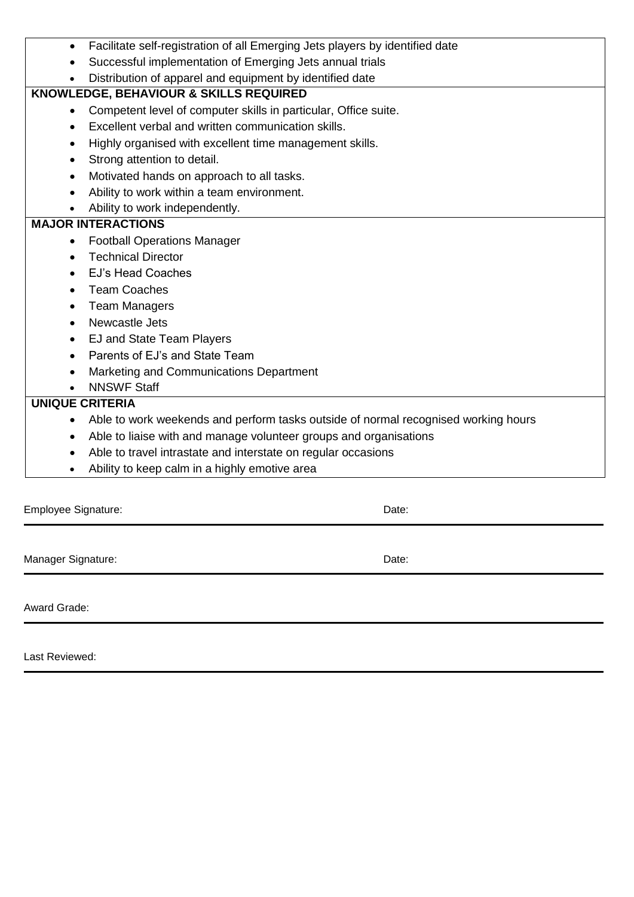- Facilitate self-registration of all Emerging Jets players by identified date
- Successful implementation of Emerging Jets annual trials
- Distribution of apparel and equipment by identified date

**KNOWLEDGE, BEHAVIOUR & SKILLS REQUIRED**

- Competent level of computer skills in particular, Office suite.
- Excellent verbal and written communication skills.
- Highly organised with excellent time management skills.
- Strong attention to detail.
- Motivated hands on approach to all tasks.
- Ability to work within a team environment.
- Ability to work independently.

**MAJOR INTERACTIONS**

- Football Operations Manager
- Technical Director
- EJ's Head Coaches
- Team Coaches
- Team Managers
- Newcastle Jets
- EJ and State Team Players
- Parents of EJ's and State Team
- Marketing and Communications Department
- NNSWF Staff

**UNIQUE CRITERIA**

- Able to work weekends and perform tasks outside of normal recognised working hours
- Able to liaise with and manage volunteer groups and organisations
- Able to travel intrastate and interstate on regular occasions
- Ability to keep calm in a highly emotive area

Employee Signature: Date:

Manager Signature: Date:

Award Grade:

Last Reviewed: